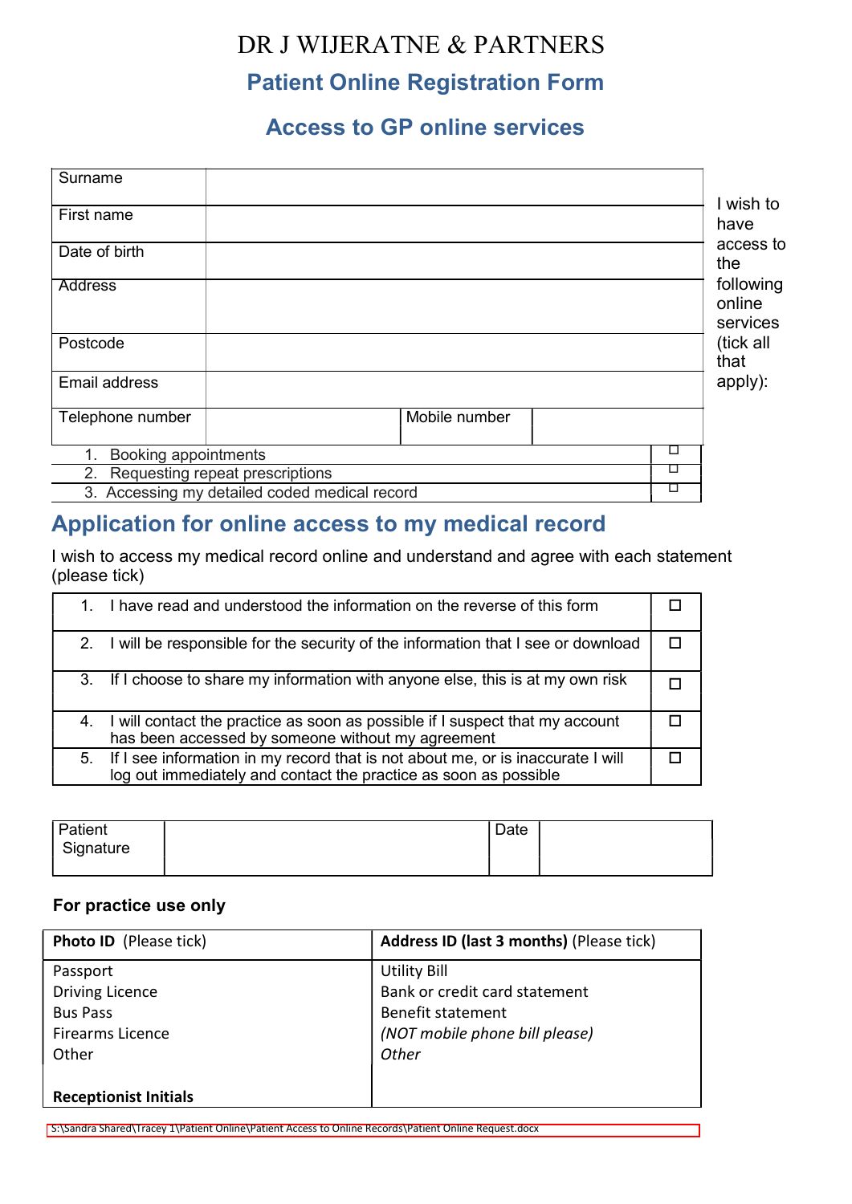# DR J WIJERATNE & PARTNERS

## Patient Online Registration Form

## Access to GP online services

| Surname | | | |
|---|---|---|---|
| First name | | | |
| Date of birth | | | |
| Address | | | |
| Postcode | | | |
| Email address | | | |
| Telephone number | | Mobile number | |

I wish to have access to the following online services (tick all that apply):

| | |
|---|---|
| 1. Booking appointments | ☐ |
| 2. Requesting repeat prescriptions | ☐ |
| 3. Accessing my detailed coded medical record | ☐ |

## Application for online access to my medical record

I wish to access my medical record online and understand and agree with each statement (please tick)

| | |
|---|---|
| 1. I have read and understood the information on the reverse of this form | ☐ |
| 2. I will be responsible for the security of the information that I see or download | ☐ |
| 3. If I choose to share my information with anyone else, this is at my own risk | ☐ |
| 4. I will contact the practice as soon as possible if I suspect that my account has been accessed by someone without my agreement | ☐ |
| 5. If I see information in my record that is not about me, or is inaccurate I will log out immediately and contact the practice as soon as possible | ☐ |

| Patient Signature | | Date | |
|---|---|---|---|

**For practice use only**

| **Photo ID** (Please tick) | **Address ID (last 3 months)** (Please tick) |
|---|---|
| Passport<br>Driving Licence<br>Bus Pass<br>Firearms Licence<br>Other<br><br>**Receptionist Initials** | Utility Bill<br>Bank or credit card statement<br>Benefit statement<br>*(NOT mobile phone bill please)*<br>*Other* |

S:\Sandra Shared\Tracey 1\Patient Online\Patient Access to Online Records\Patient Online Request.docx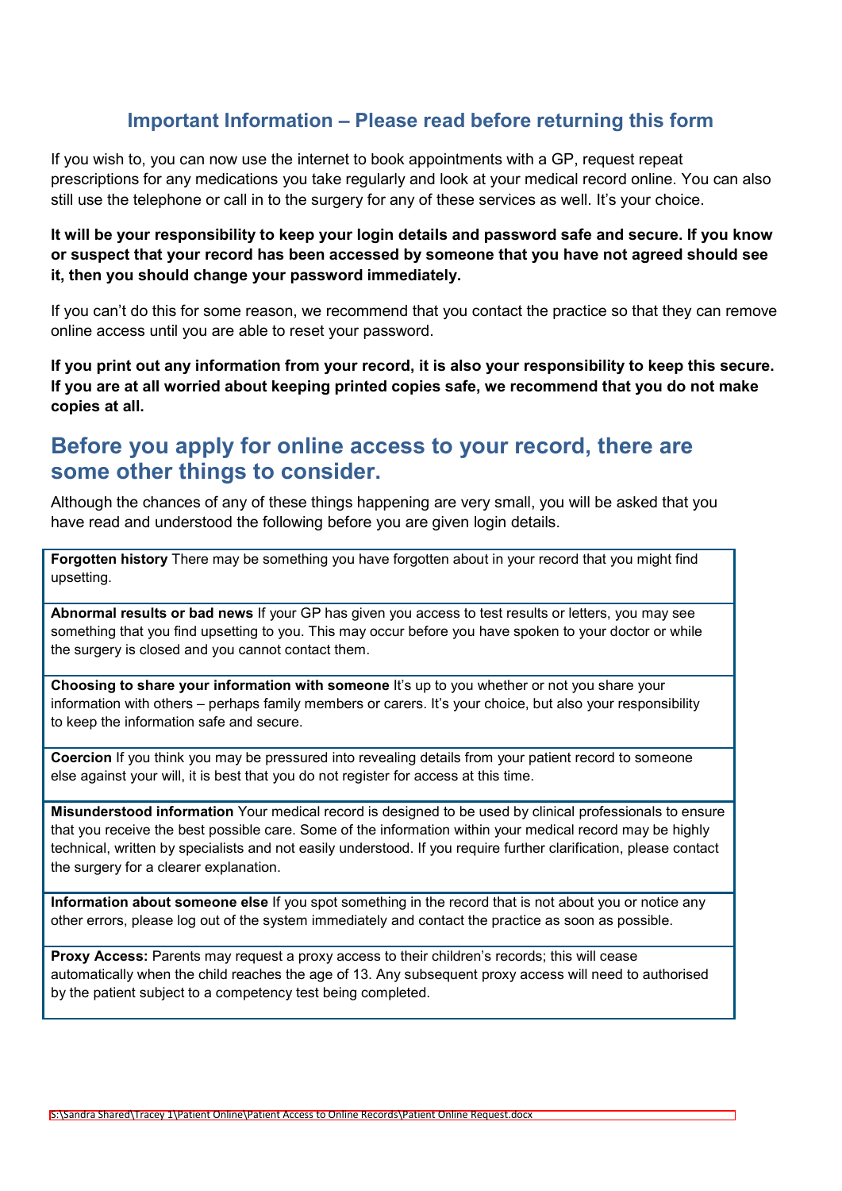## Important Information – Please read before returning this form

If you wish to, you can now use the internet to book appointments with a GP, request repeat prescriptions for any medications you take regularly and look at your medical record online. You can also still use the telephone or call in to the surgery for any of these services as well. It's your choice.

**It will be your responsibility to keep your login details and password safe and secure. If you know or suspect that your record has been accessed by someone that you have not agreed should see it, then you should change your password immediately.**

If you can't do this for some reason, we recommend that you contact the practice so that they can remove online access until you are able to reset your password.

**If you print out any information from your record, it is also your responsibility to keep this secure. If you are at all worried about keeping printed copies safe, we recommend that you do not make copies at all.**

## Before you apply for online access to your record, there are some other things to consider.

Although the chances of any of these things happening are very small, you will be asked that you have read and understood the following before you are given login details.

**Forgotten history** There may be something you have forgotten about in your record that you might find upsetting.

**Abnormal results or bad news** If your GP has given you access to test results or letters, you may see something that you find upsetting to you. This may occur before you have spoken to your doctor or while the surgery is closed and you cannot contact them.

**Choosing to share your information with someone** It's up to you whether or not you share your information with others – perhaps family members or carers. It's your choice, but also your responsibility to keep the information safe and secure.

**Coercion** If you think you may be pressured into revealing details from your patient record to someone else against your will, it is best that you do not register for access at this time.

**Misunderstood information** Your medical record is designed to be used by clinical professionals to ensure that you receive the best possible care. Some of the information within your medical record may be highly technical, written by specialists and not easily understood. If you require further clarification, please contact the surgery for a clearer explanation.

**Information about someone else** If you spot something in the record that is not about you or notice any other errors, please log out of the system immediately and contact the practice as soon as possible.

**Proxy Access:** Parents may request a proxy access to their children's records; this will cease automatically when the child reaches the age of 13. Any subsequent proxy access will need to authorised by the patient subject to a competency test being completed.